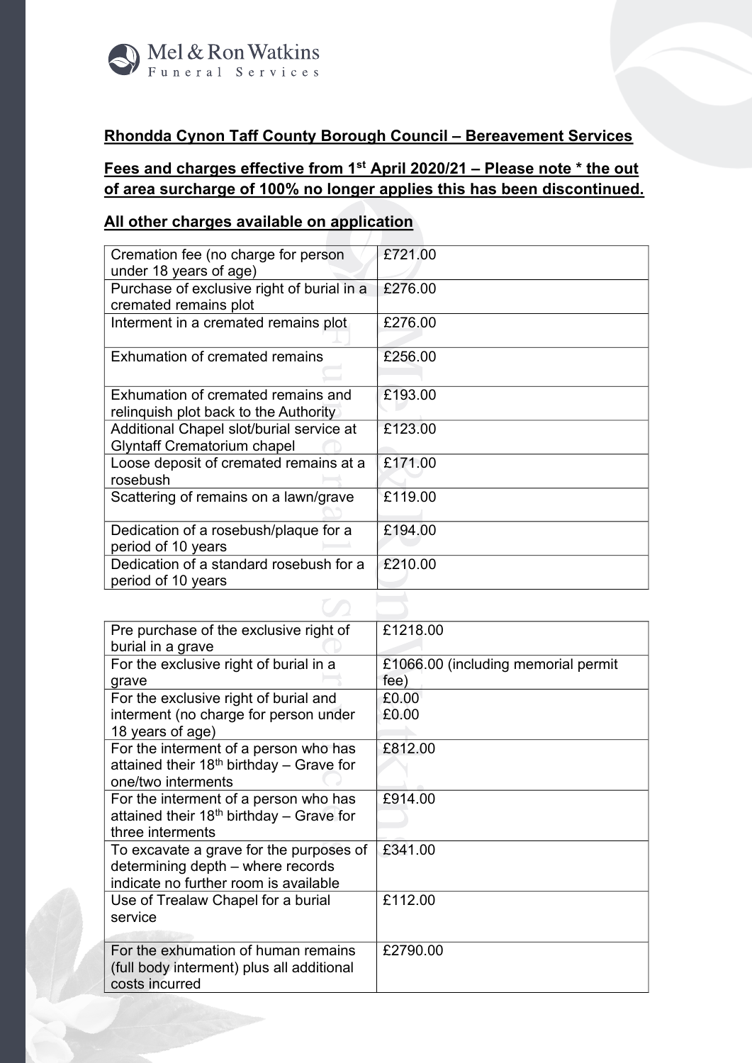Mel & Ron Watkins
Funeral Services

## Rhondda Cynon Taff County Borough Council – Bereavement Services

**Fees and charges effective from 1st April 2020/21 – Please note * the out of area surcharge of 100% no longer applies this has been discontinued.**

**All other charges available on application**

| | |
|---|---|
| Cremation fee (no charge for person under 18 years of age) | £721.00 |
| Purchase of exclusive right of burial in a cremated remains plot | £276.00 |
| Interment in a cremated remains plot | £276.00 |
| Exhumation of cremated remains | £256.00 |
| Exhumation of cremated remains and relinquish plot back to the Authority | £193.00 |
| Additional Chapel slot/burial service at Glyntaff Crematorium chapel | £123.00 |
| Loose deposit of cremated remains at a rosebush | £171.00 |
| Scattering of remains on a lawn/grave | £119.00 |
| Dedication of a rosebush/plaque for a period of 10 years | £194.00 |
| Dedication of a standard rosebush for a period of 10 years | £210.00 |

| | |
|---|---|
| Pre purchase of the exclusive right of burial in a grave | £1218.00 |
| For the exclusive right of burial in a grave | £1066.00 (including memorial permit fee) |
| For the exclusive right of burial and interment (no charge for person under 18 years of age) | £0.00<br>£0.00 |
| For the interment of a person who has attained their 18th birthday – Grave for one/two interments | £812.00 |
| For the interment of a person who has attained their 18th birthday – Grave for three interments | £914.00 |
| To excavate a grave for the purposes of determining depth – where records indicate no further room is available | £341.00 |
| Use of Trealaw Chapel for a burial service | £112.00 |
| For the exhumation of human remains (full body interment) plus all additional costs incurred | £2790.00 |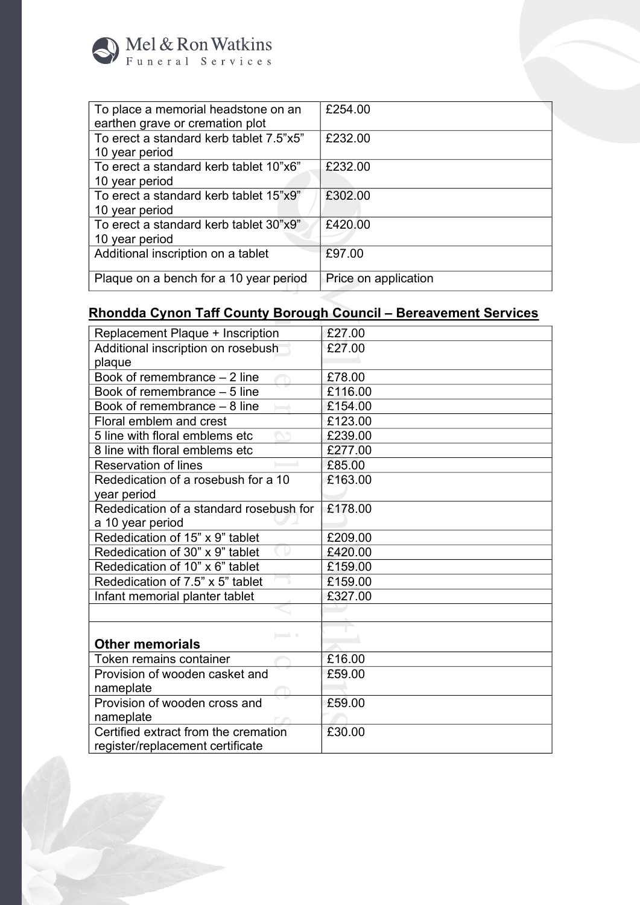| | |
|---|---|
| To place a memorial headstone on an earthen grave or cremation plot | £254.00 |
| To erect a standard kerb tablet 7.5”x5” 10 year period | £232.00 |
| To erect a standard kerb tablet 10”x6” 10 year period | £232.00 |
| To erect a standard kerb tablet 15”x9” 10 year period | £302.00 |
| To erect a standard kerb tablet 30”x9” 10 year period | £420.00 |
| Additional inscription on a tablet | £97.00 |
| Plaque on a bench for a 10 year period | Price on application |

## Rhondda Cynon Taff County Borough Council – Bereavement Services

| | |
|---|---|
| Replacement Plaque + Inscription | £27.00 |
| Additional inscription on rosebush plaque | £27.00 |
| Book of remembrance – 2 line | £78.00 |
| Book of remembrance – 5 line | £116.00 |
| Book of remembrance – 8 line | £154.00 |
| Floral emblem and crest | £123.00 |
| 5 line with floral emblems etc | £239.00 |
| 8 line with floral emblems etc | £277.00 |
| Reservation of lines | £85.00 |
| Rededication of a rosebush for a 10 year period | £163.00 |
| Rededication of a standard rosebush for a 10 year period | £178.00 |
| Rededication of 15” x 9” tablet | £209.00 |
| Rededication of 30” x 9” tablet | £420.00 |
| Rededication of 10” x 6” tablet | £159.00 |
| Rededication of 7.5” x 5” tablet | £159.00 |
| Infant memorial planter tablet | £327.00 |
| | |
| **Other memorials** | |
| Token remains container | £16.00 |
| Provision of wooden casket and nameplate | £59.00 |
| Provision of wooden cross and nameplate | £59.00 |
| Certified extract from the cremation register/replacement certificate | £30.00 |